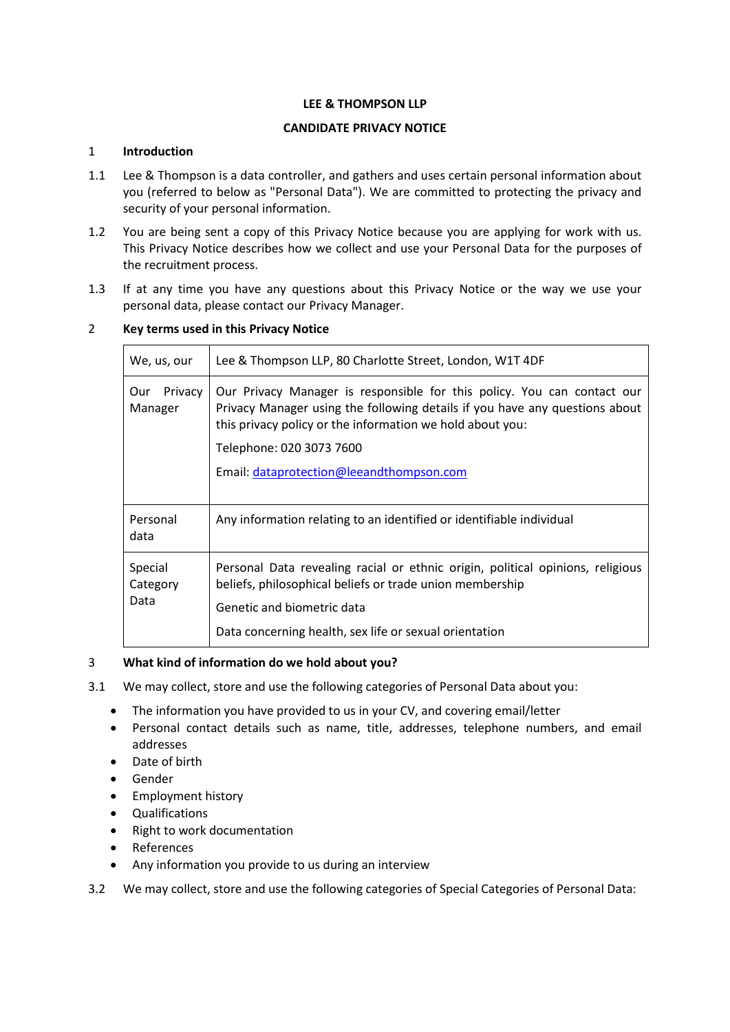**LEE & THOMPSON LLP**

**CANDIDATE PRIVACY NOTICE**

## 1 Introduction

1.1 Lee & Thompson is a data controller, and gathers and uses certain personal information about you (referred to below as "Personal Data"). We are committed to protecting the privacy and security of your personal information.

1.2 You are being sent a copy of this Privacy Notice because you are applying for work with us. This Privacy Notice describes how we collect and use your Personal Data for the purposes of the recruitment process.

1.3 If at any time you have any questions about this Privacy Notice or the way we use your personal data, please contact our Privacy Manager.

## 2 Key terms used in this Privacy Notice

| | |
|---|---|
| We, us, our | Lee & Thompson LLP, 80 Charlotte Street, London, W1T 4DF |
| Our Privacy Manager | Our Privacy Manager is responsible for this policy. You can contact our Privacy Manager using the following details if you have any questions about this privacy policy or the information we hold about you:<br><br>Telephone: 020 3073 7600<br><br>Email: dataprotection@leeandthompson.com |
| Personal data | Any information relating to an identified or identifiable individual |
| Special Category Data | Personal Data revealing racial or ethnic origin, political opinions, religious beliefs, philosophical beliefs or trade union membership<br><br>Genetic and biometric data<br><br>Data concerning health, sex life or sexual orientation |

## 3 What kind of information do we hold about you?

3.1 We may collect, store and use the following categories of Personal Data about you:

- The information you have provided to us in your CV, and covering email/letter
- Personal contact details such as name, title, addresses, telephone numbers, and email addresses
- Date of birth
- Gender
- Employment history
- Qualifications
- Right to work documentation
- References
- Any information you provide to us during an interview

3.2 We may collect, store and use the following categories of Special Categories of Personal Data: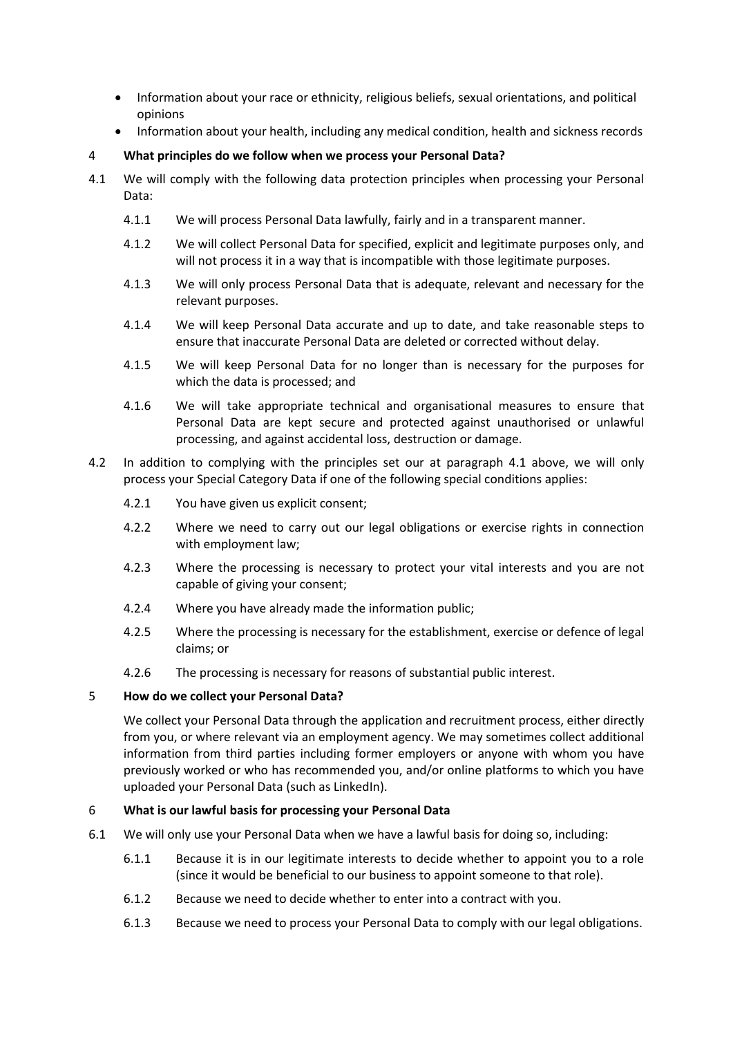- Information about your race or ethnicity, religious beliefs, sexual orientations, and political opinions
- Information about your health, including any medical condition, health and sickness records

## 4 What principles do we follow when we process your Personal Data?

4.1 We will comply with the following data protection principles when processing your Personal Data:

4.1.1 We will process Personal Data lawfully, fairly and in a transparent manner.

4.1.2 We will collect Personal Data for specified, explicit and legitimate purposes only, and will not process it in a way that is incompatible with those legitimate purposes.

4.1.3 We will only process Personal Data that is adequate, relevant and necessary for the relevant purposes.

4.1.4 We will keep Personal Data accurate and up to date, and take reasonable steps to ensure that inaccurate Personal Data are deleted or corrected without delay.

4.1.5 We will keep Personal Data for no longer than is necessary for the purposes for which the data is processed; and

4.1.6 We will take appropriate technical and organisational measures to ensure that Personal Data are kept secure and protected against unauthorised or unlawful processing, and against accidental loss, destruction or damage.

4.2 In addition to complying with the principles set our at paragraph 4.1 above, we will only process your Special Category Data if one of the following special conditions applies:

4.2.1 You have given us explicit consent;

4.2.2 Where we need to carry out our legal obligations or exercise rights in connection with employment law;

4.2.3 Where the processing is necessary to protect your vital interests and you are not capable of giving your consent;

4.2.4 Where you have already made the information public;

4.2.5 Where the processing is necessary for the establishment, exercise or defence of legal claims; or

4.2.6 The processing is necessary for reasons of substantial public interest.

## 5 How do we collect your Personal Data?

We collect your Personal Data through the application and recruitment process, either directly from you, or where relevant via an employment agency. We may sometimes collect additional information from third parties including former employers or anyone with whom you have previously worked or who has recommended you, and/or online platforms to which you have uploaded your Personal Data (such as LinkedIn).

## 6 What is our lawful basis for processing your Personal Data

6.1 We will only use your Personal Data when we have a lawful basis for doing so, including:

6.1.1 Because it is in our legitimate interests to decide whether to appoint you to a role (since it would be beneficial to our business to appoint someone to that role).

6.1.2 Because we need to decide whether to enter into a contract with you.

6.1.3 Because we need to process your Personal Data to comply with our legal obligations.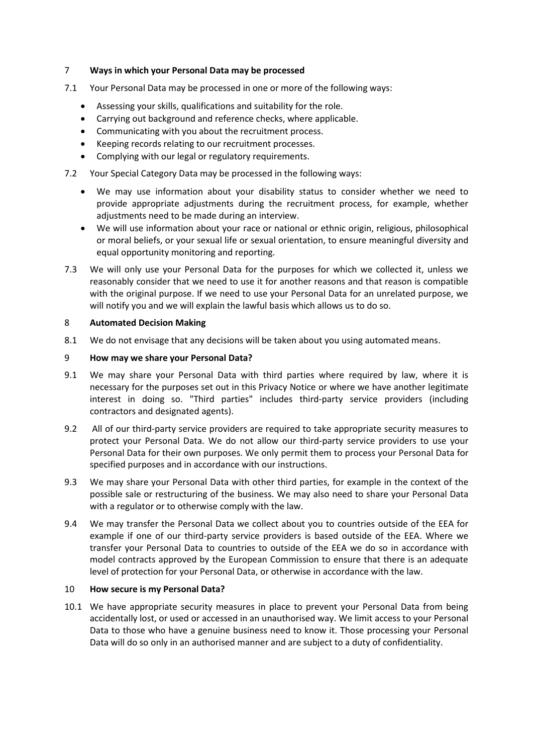## 7 **Ways in which your Personal Data may be processed**

7.1 Your Personal Data may be processed in one or more of the following ways:

- Assessing your skills, qualifications and suitability for the role.
- Carrying out background and reference checks, where applicable.
- Communicating with you about the recruitment process.
- Keeping records relating to our recruitment processes.
- Complying with our legal or regulatory requirements.

7.2 Your Special Category Data may be processed in the following ways:

- We may use information about your disability status to consider whether we need to provide appropriate adjustments during the recruitment process, for example, whether adjustments need to be made during an interview.
- We will use information about your race or national or ethnic origin, religious, philosophical or moral beliefs, or your sexual life or sexual orientation, to ensure meaningful diversity and equal opportunity monitoring and reporting.

7.3 We will only use your Personal Data for the purposes for which we collected it, unless we reasonably consider that we need to use it for another reasons and that reason is compatible with the original purpose. If we need to use your Personal Data for an unrelated purpose, we will notify you and we will explain the lawful basis which allows us to do so.

## 8 **Automated Decision Making**

8.1 We do not envisage that any decisions will be taken about you using automated means.

## 9 **How may we share your Personal Data?**

9.1 We may share your Personal Data with third parties where required by law, where it is necessary for the purposes set out in this Privacy Notice or where we have another legitimate interest in doing so. "Third parties" includes third-party service providers (including contractors and designated agents).

9.2 All of our third-party service providers are required to take appropriate security measures to protect your Personal Data. We do not allow our third-party service providers to use your Personal Data for their own purposes. We only permit them to process your Personal Data for specified purposes and in accordance with our instructions.

9.3 We may share your Personal Data with other third parties, for example in the context of the possible sale or restructuring of the business. We may also need to share your Personal Data with a regulator or to otherwise comply with the law.

9.4 We may transfer the Personal Data we collect about you to countries outside of the EEA for example if one of our third-party service providers is based outside of the EEA. Where we transfer your Personal Data to countries to outside of the EEA we do so in accordance with model contracts approved by the European Commission to ensure that there is an adequate level of protection for your Personal Data, or otherwise in accordance with the law.

## 10 **How secure is my Personal Data?**

10.1 We have appropriate security measures in place to prevent your Personal Data from being accidentally lost, or used or accessed in an unauthorised way. We limit access to your Personal Data to those who have a genuine business need to know it. Those processing your Personal Data will do so only in an authorised manner and are subject to a duty of confidentiality.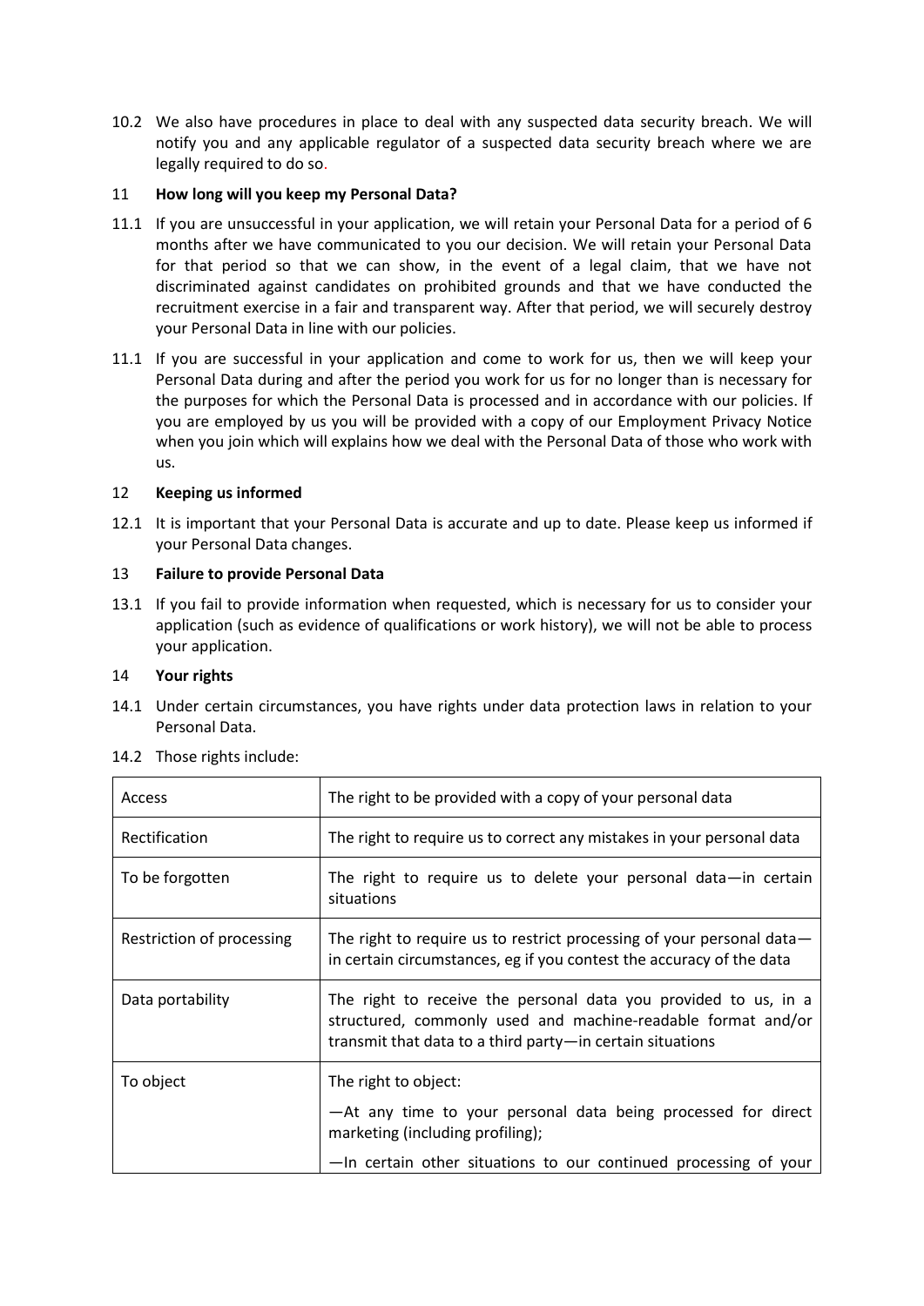10.2 We also have procedures in place to deal with any suspected data security breach. We will notify you and any applicable regulator of a suspected data security breach where we are legally required to do so.

11 **How long will you keep my Personal Data?**

11.1 If you are unsuccessful in your application, we will retain your Personal Data for a period of 6 months after we have communicated to you our decision. We will retain your Personal Data for that period so that we can show, in the event of a legal claim, that we have not discriminated against candidates on prohibited grounds and that we have conducted the recruitment exercise in a fair and transparent way. After that period, we will securely destroy your Personal Data in line with our policies.

11.1 If you are successful in your application and come to work for us, then we will keep your Personal Data during and after the period you work for us for no longer than is necessary for the purposes for which the Personal Data is processed and in accordance with our policies. If you are employed by us you will be provided with a copy of our Employment Privacy Notice when you join which will explains how we deal with the Personal Data of those who work with us.

12 **Keeping us informed**

12.1 It is important that your Personal Data is accurate and up to date. Please keep us informed if your Personal Data changes.

13 **Failure to provide Personal Data**

13.1 If you fail to provide information when requested, which is necessary for us to consider your application (such as evidence of qualifications or work history), we will not be able to process your application.

14 **Your rights**

14.1 Under certain circumstances, you have rights under data protection laws in relation to your Personal Data.

14.2 Those rights include:

| | |
|---|---|
| Access | The right to be provided with a copy of your personal data |
| Rectification | The right to require us to correct any mistakes in your personal data |
| To be forgotten | The right to require us to delete your personal data—in certain situations |
| Restriction of processing | The right to require us to restrict processing of your personal data—in certain circumstances, eg if you contest the accuracy of the data |
| Data portability | The right to receive the personal data you provided to us, in a structured, commonly used and machine-readable format and/or transmit that data to a third party—in certain situations |
| To object | The right to object:<br>—At any time to your personal data being processed for direct marketing (including profiling);<br>—In certain other situations to our continued processing of your |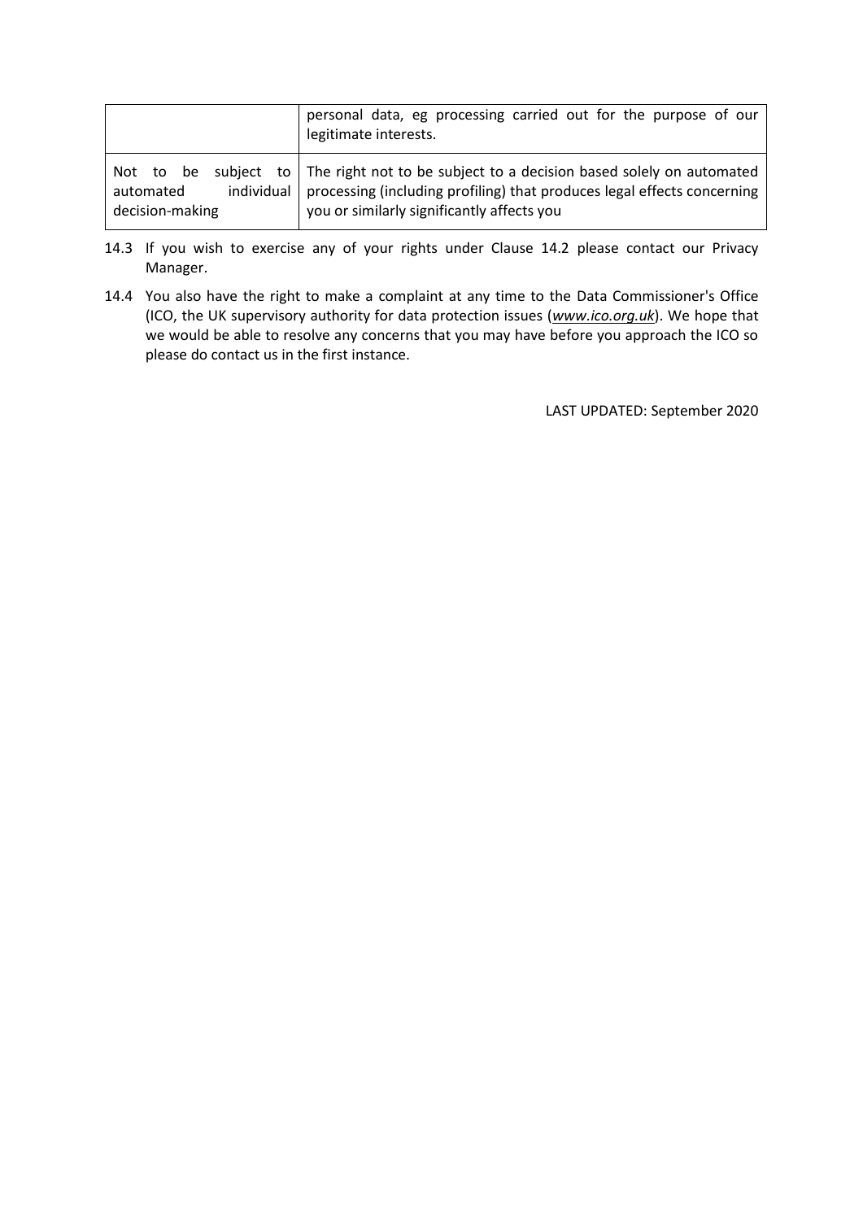| | |
|---|---|
| | personal data, eg processing carried out for the purpose of our legitimate interests. |
| Not to be subject to automated individual decision-making | The right not to be subject to a decision based solely on automated processing (including profiling) that produces legal effects concerning you or similarly significantly affects you |

14.3 If you wish to exercise any of your rights under Clause 14.2 please contact our Privacy Manager.

14.4 You also have the right to make a complaint at any time to the Data Commissioner's Office (ICO, the UK supervisory authority for data protection issues (*www.ico.org.uk*). We hope that we would be able to resolve any concerns that you may have before you approach the ICO so please do contact us in the first instance.

LAST UPDATED: September 2020